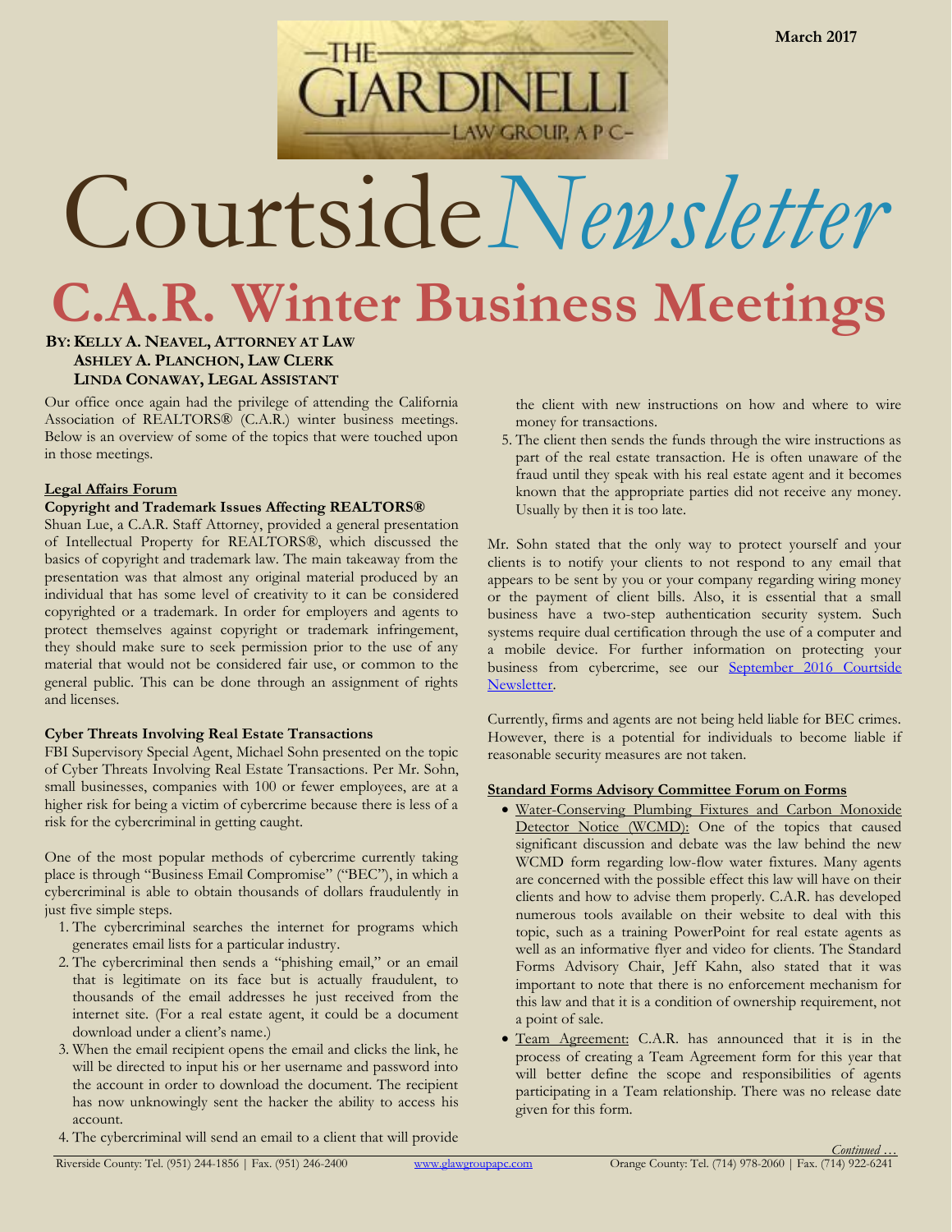March 2017

—THE— GIARDINELLI —LAW GROUP, A P C—

# Courtside *Newsletter*

# C.A.R. Winter Business Meetings

**BY: KELLY A. NEAVEL, ATTORNEY AT LAW**
**ASHLEY A. PLANCHON, LAW CLERK**
**LINDA CONAWAY, LEGAL ASSISTANT**

Our office once again had the privilege of attending the California Association of REALTORS® (C.A.R.) winter business meetings. Below is an overview of some of the topics that were touched upon in those meetings.

## Legal Affairs Forum

### Copyright and Trademark Issues Affecting REALTORS®

Shuan Lue, a C.A.R. Staff Attorney, provided a general presentation of Intellectual Property for REALTORS®, which discussed the basics of copyright and trademark law. The main takeaway from the presentation was that almost any original material produced by an individual that has some level of creativity to it can be considered copyrighted or a trademark. In order for employers and agents to protect themselves against copyright or trademark infringement, they should make sure to seek permission prior to the use of any material that would not be considered fair use, or common to the general public. This can be done through an assignment of rights and licenses.

### Cyber Threats Involving Real Estate Transactions

FBI Supervisory Special Agent, Michael Sohn presented on the topic of Cyber Threats Involving Real Estate Transactions. Per Mr. Sohn, small businesses, companies with 100 or fewer employees, are at a higher risk for being a victim of cybercrime because there is less of a risk for the cybercriminal in getting caught.

One of the most popular methods of cybercrime currently taking place is through "Business Email Compromise" ("BEC"), in which a cybercriminal is able to obtain thousands of dollars fraudulently in just five simple steps.

1. The cybercriminal searches the internet for programs which generates email lists for a particular industry.
2. The cybercriminal then sends a "phishing email," or an email that is legitimate on its face but is actually fraudulent, to thousands of the email addresses he just received from the internet site. (For a real estate agent, it could be a document download under a client's name.)
3. When the email recipient opens the email and clicks the link, he will be directed to input his or her username and password into the account in order to download the document. The recipient has now unknowingly sent the hacker the ability to access his account.
4. The cybercriminal will send an email to a client that will provide the client with new instructions on how and where to wire money for transactions.
5. The client then sends the funds through the wire instructions as part of the real estate transaction. He is often unaware of the fraud until they speak with his real estate agent and it becomes known that the appropriate parties did not receive any money. Usually by then it is too late.

Mr. Sohn stated that the only way to protect yourself and your clients is to notify your clients to not respond to any email that appears to be sent by you or your company regarding wiring money or the payment of client bills. Also, it is essential that a small business have a two-step authentication security system. Such systems require dual certification through the use of a computer and a mobile device. For further information on protecting your business from cybercrime, see our September 2016 Courtside Newsletter.

Currently, firms and agents are not being held liable for BEC crimes. However, there is a potential for individuals to become liable if reasonable security measures are not taken.

## Standard Forms Advisory Committee Forum on Forms

- Water-Conserving Plumbing Fixtures and Carbon Monoxide Detector Notice (WCMD): One of the topics that caused significant discussion and debate was the law behind the new WCMD form regarding low-flow water fixtures. Many agents are concerned with the possible effect this law will have on their clients and how to advise them properly. C.A.R. has developed numerous tools available on their website to deal with this topic, such as a training PowerPoint for real estate agents as well as an informative flyer and video for clients. The Standard Forms Advisory Chair, Jeff Kahn, also stated that it was important to note that there is no enforcement mechanism for this law and that it is a condition of ownership requirement, not a point of sale.
- Team Agreement: C.A.R. has announced that it is in the process of creating a Team Agreement form for this year that will better define the scope and responsibilities of agents participating in a Team relationship. There was no release date given for this form.

*Continued …*

Riverside County: Tel. (951) 244-1856 | Fax. (951) 246-2400 www.glawgroupapc.com Orange County: Tel. (714) 978-2060 | Fax. (714) 922-6241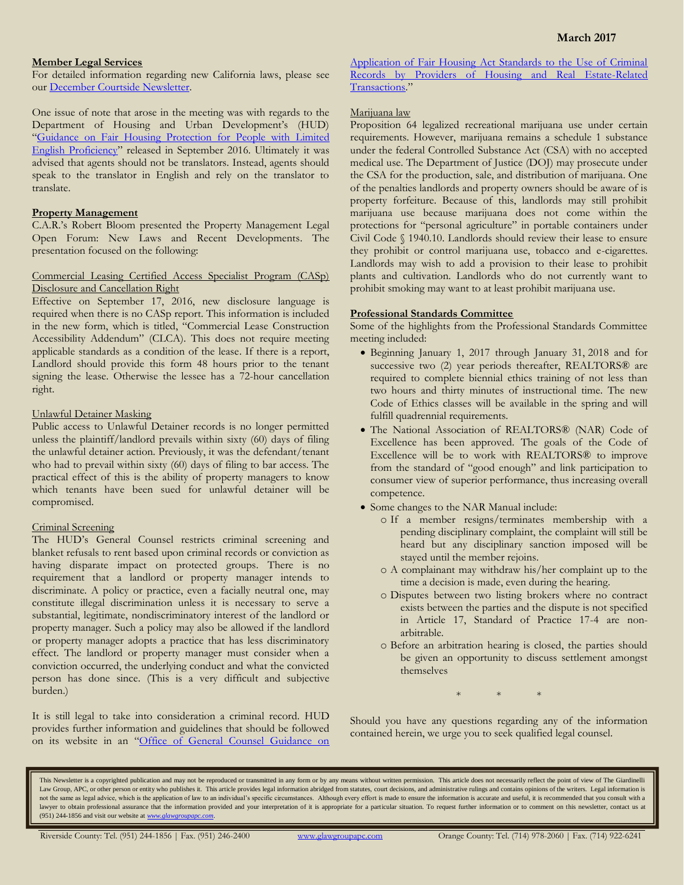**Member Legal Services**

For detailed information regarding new California laws, please see our [December Courtside Newsletter](#).

One issue of note that arose in the meeting was with regards to the Department of Housing and Urban Development's (HUD) "[Guidance on Fair Housing Protection for People with Limited English Proficiency](#)" released in September 2016. Ultimately it was advised that agents should not be translators. Instead, agents should speak to the translator in English and rely on the translator to translate.

**Property Management**

C.A.R.'s Robert Bloom presented the Property Management Legal Open Forum: New Laws and Recent Developments. The presentation focused on the following:

Commercial Leasing Certified Access Specialist Program (CASp) Disclosure and Cancellation Right

Effective on September 17, 2016, new disclosure language is required when there is no CASp report. This information is included in the new form, which is titled, "Commercial Lease Construction Accessibility Addendum" (CLCA). This does not require meeting applicable standards as a condition of the lease. If there is a report, Landlord should provide this form 48 hours prior to the tenant signing the lease. Otherwise the lessee has a 72-hour cancellation right.

Unlawful Detainer Masking

Public access to Unlawful Detainer records is no longer permitted unless the plaintiff/landlord prevails within sixty (60) days of filing the unlawful detainer action. Previously, it was the defendant/tenant who had to prevail within sixty (60) days of filing to bar access. The practical effect of this is the ability of property managers to know which tenants have been sued for unlawful detainer will be compromised.

Criminal Screening

The HUD's General Counsel restricts criminal screening and blanket refusals to rent based upon criminal records or conviction as having disparate impact on protected groups. There is no requirement that a landlord or property manager intends to discriminate. A policy or practice, even a facially neutral one, may constitute illegal discrimination unless it is necessary to serve a substantial, legitimate, nondiscriminatory interest of the landlord or property manager. Such a policy may also be allowed if the landlord or property manager adopts a practice that has less discriminatory effect. The landlord or property manager must consider when a conviction occurred, the underlying conduct and what the convicted person has done since. (This is a very difficult and subjective burden.)

It is still legal to take into consideration a criminal record. HUD provides further information and guidelines that should be followed on its website in an "[Office of General Counsel Guidance on Application of Fair Housing Act Standards to the Use of Criminal Records by Providers of Housing and Real Estate-Related Transactions](#)."

Marijuana law

Proposition 64 legalized recreational marijuana use under certain requirements. However, marijuana remains a schedule 1 substance under the federal Controlled Substance Act (CSA) with no accepted medical use. The Department of Justice (DOJ) may prosecute under the CSA for the production, sale, and distribution of marijuana. One of the penalties landlords and property owners should be aware of is property forfeiture. Because of this, landlords may still prohibit marijuana use because marijuana does not come within the protections for "personal agriculture" in portable containers under Civil Code § 1940.10. Landlords should review their lease to ensure they prohibit or control marijuana use, tobacco and e-cigarettes. Landlords may wish to add a provision to their lease to prohibit plants and cultivation. Landlords who do not currently want to prohibit smoking may want to at least prohibit marijuana use.

**Professional Standards Committee**

Some of the highlights from the Professional Standards Committee meeting included:

- Beginning January 1, 2017 through January 31, 2018 and for successive two (2) year periods thereafter, REALTORS® are required to complete biennial ethics training of not less than two hours and thirty minutes of instructional time. The new Code of Ethics classes will be available in the spring and will fulfill quadrennial requirements.
- The National Association of REALTORS® (NAR) Code of Excellence has been approved. The goals of the Code of Excellence will be to work with REALTORS® to improve from the standard of "good enough" and link participation to consumer view of superior performance, thus increasing overall competence.
- Some changes to the NAR Manual include:
  - If a member resigns/terminates membership with a pending disciplinary complaint, the complaint will still be heard but any disciplinary sanction imposed will be stayed until the member rejoins.
  - A complainant may withdraw his/her complaint up to the time a decision is made, even during the hearing.
  - Disputes between two listing brokers where no contract exists between the parties and the dispute is not specified in Article 17, Standard of Practice 17-4 are non-arbitrable.
  - Before an arbitration hearing is closed, the parties should be given an opportunity to discuss settlement amongst themselves

\* \* \*

Should you have any questions regarding any of the information contained herein, we urge you to seek qualified legal counsel.

This Newsletter is a copyrighted publication and may not be reproduced or transmitted in any form or by any means without written permission. This article does not necessarily reflect the point of view of The Giardinelli Law Group, APC, or other person or entity who publishes it. This article provides legal information abridged from statutes, court decisions, and administrative rulings and contains opinions of the writers. Legal information is not the same as legal advice, which is the application of law to an individual's specific circumstances. Although every effort is made to ensure the information is accurate and useful, it is recommended that you consult with a lawyer to obtain professional assurance that the information provided and your interpretation of it is appropriate for a particular situation. To request further information or to comment on this newsletter, contact us at (951) 244-1856 and visit our website at *www.glawgroupapc.com*.

Riverside County: Tel. (951) 244-1856 | Fax. (951) 246-2400 www.glawgroupapc.com Orange County: Tel. (714) 978-2060 | Fax. (714) 922-6241